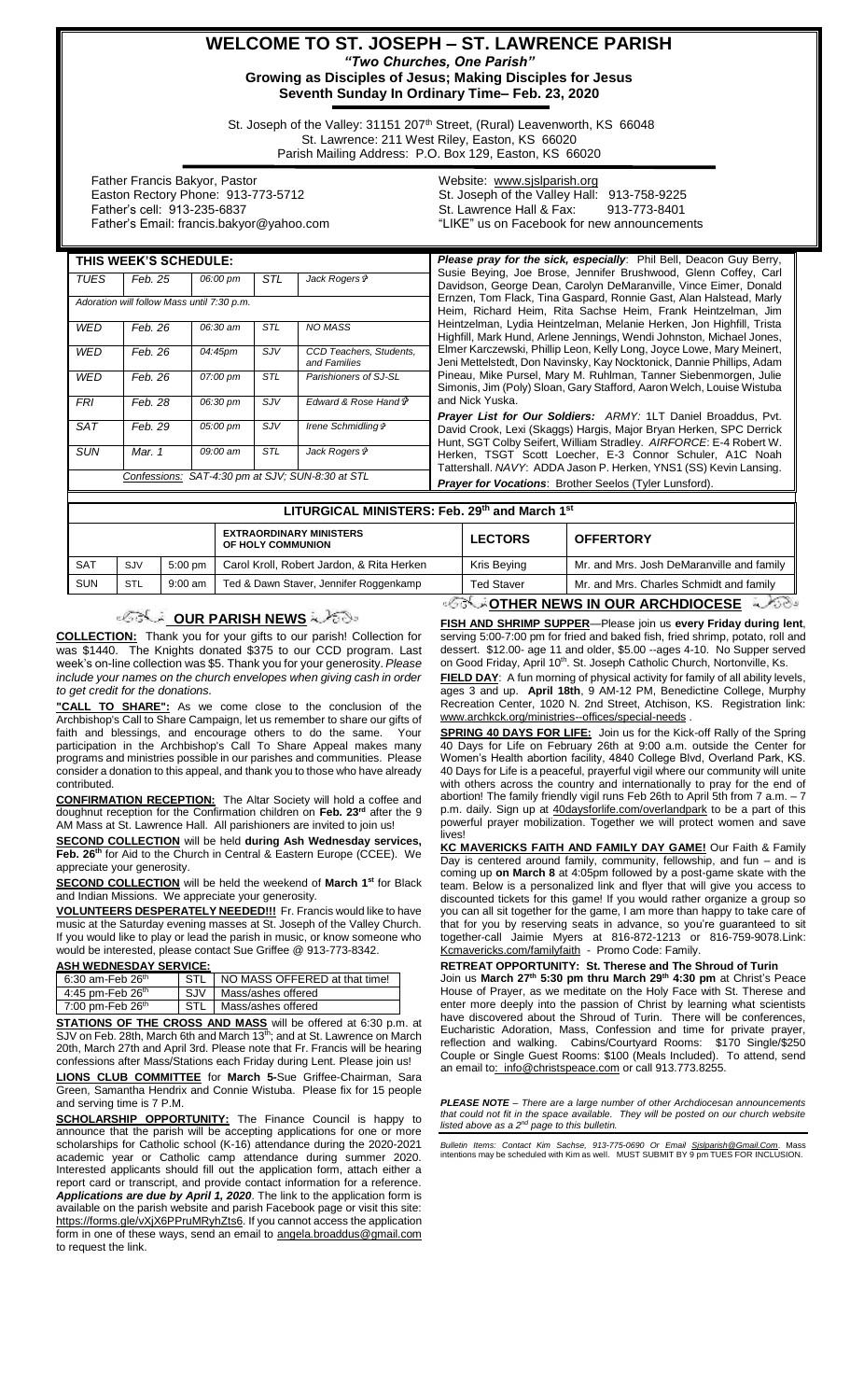# WELCOME TO ST. JOSEPH – ST. LAWRENCE PARISH

***"Two Churches, One Parish"***

**Growing as Disciples of Jesus; Making Disciples for Jesus**

**Seventh Sunday In Ordinary Time– Feb. 23, 2020**

St. Joseph of the Valley: 31151 207th Street, (Rural) Leavenworth, KS 66048
St. Lawrence: 211 West Riley, Easton, KS 66020
Parish Mailing Address: P.O. Box 129, Easton, KS 66020

Father Francis Bakyor, Pastor
Easton Rectory Phone: 913-773-5712
Father's cell: 913-235-6837
Father's Email: francis.bakyor@yahoo.com

Website: www.sjslparish.org
St. Joseph of the Valley Hall: 913-758-9225
St. Lawrence Hall & Fax: 913-773-8401
"LIKE" us on Facebook for new announcements

## THIS WEEK'S SCHEDULE:

| | | | | |
|---|---|---|---|---|
| *TUES* | *Feb. 25* | *06:00 pm* | *STL* | *Jack Rogers* ✞ |
| *Adoration will follow Mass until 7:30 p.m.* | | | | |
| *WED* | *Feb. 26* | *06:30 am* | *STL* | *NO MASS* |
| *WED* | *Feb. 26* | *04:45pm* | *SJV* | *CCD Teachers, Students, and Families* |
| *WED* | *Feb. 26* | *07:00 pm* | *STL* | *Parishioners of SJ-SL* |
| *FRI* | *Feb. 28* | *06:30 pm* | *SJV* | *Edward & Rose Hand* ✞ |
| *SAT* | *Feb. 29* | *05:00 pm* | *SJV* | *Irene Schmidling* ✞ |
| *SUN* | *Mar. 1* | *09:00 am* | *STL* | *Jack Rogers* ✞ |
| *Confessions: SAT-4:30 pm at SJV; SUN-8:30 at STL* | | | | |

***Please pray for the sick, especially**:* Phil Bell, Deacon Guy Berry, Susie Beying, Joe Brose, Jennifer Brushwood, Glenn Coffey, Carl Davidson, George Dean, Carolyn DeMaranville, Vince Eimer, Donald Ernzen, Tom Flack, Tina Gaspard, Ronnie Gast, Alan Halstead, Marly Heim, Richard Heim, Rita Sachse Heim, Frank Heintzelman, Jim Heintzelman, Lydia Heintzelman, Melanie Herken, Jon Highfill, Trista Highfill, Mark Hund, Arlene Jennings, Wendi Johnston, Michael Jones, Elmer Karczewski, Phillip Leon, Kelly Long, Joyce Lowe, Mary Meinert, Jeni Mettelstedt, Don Navinsky, Kay Nocktonick, Dannie Phillips, Adam Pineau, Mike Pursel, Mary M. Ruhlman, Tanner Siebenmorgen, Julie Simonis, Jim (Poly) Sloan, Gary Stafford, Aaron Welch, Louise Wistuba and Nick Yuska.

***Prayer List for Our Soldiers:*** *ARMY*: 1LT Daniel Broaddus, Pvt. David Crook, Lexi (Skaggs) Hargis, Major Bryan Herken, SPC Derrick Hunt, SGT Colby Seifert, William Stradley. *AIRFORCE*: E-4 Robert W. Herken, TSGT Scott Loecher, E-3 Connor Schuler, A1C Noah Tattershall. *NAVY*: ADDA Jason P. Herken, YNS1 (SS) Kevin Lansing.

***Prayer for Vocations**:* Brother Seelos (Tyler Lunsford).

## LITURGICAL MINISTERS: Feb. 29th and March 1st

| | | | EXTRAORDINARY MINISTERS OF HOLY COMMUNION | LECTORS | OFFERTORY |
|---|---|---|---|---|---|
| SAT | SJV | 5:00 pm | Carol Kroll, Robert Jardon, & Rita Herken | Kris Beying | Mr. and Mrs. Josh DeMaranville and family |
| SUN | STL | 9:00 am | Ted & Dawn Staver, Jennifer Roggenkamp | Ted Staver | Mr. and Mrs. Charles Schmidt and family |

## OUR PARISH NEWS

**COLLECTION:** Thank you for your gifts to our parish! Collection for was $1440. The Knights donated $375 to our CCD program. Last week's on-line collection was $5. Thank you for your generosity. *Please include your names on the church envelopes when giving cash in order to get credit for the donations.*

**"CALL TO SHARE":** As we come close to the conclusion of the Archbishop's Call to Share Campaign, let us remember to share our gifts of faith and blessings, and encourage others to do the same. Your participation in the Archbishop's Call To Share Appeal makes many programs and ministries possible in our parishes and communities. Please consider a donation to this appeal, and thank you to those who have already contributed.

**CONFIRMATION RECEPTION:** The Altar Society will hold a coffee and doughnut reception for the Confirmation children on **Feb. 23rd** after the 9 AM Mass at St. Lawrence Hall. All parishioners are invited to join us!

**SECOND COLLECTION** will be held **during Ash Wednesday services, Feb. 26th** for Aid to the Church in Central & Eastern Europe (CCEE). We appreciate your generosity.

**SECOND COLLECTION** will be held the weekend of **March 1st** for Black and Indian Missions. We appreciate your generosity.

**VOLUNTEERS DESPERATELY NEEDED!!!** Fr. Francis would like to have music at the Saturday evening masses at St. Joseph of the Valley Church. If you would like to play or lead the parish in music, or know someone who would be interested, please contact Sue Griffee @ 913-773-8342.

**ASH WEDNESDAY SERVICE:**

| | | |
|---|---|---|
| 6:30 am-Feb 26th | STL | NO MASS OFFERED at that time! |
| 4:45 pm-Feb 26th | SJV | Mass/ashes offered |
| 7:00 pm-Feb 26th | STL | Mass/ashes offered |

**STATIONS OF THE CROSS AND MASS** will be offered at 6:30 p.m. at SJV on Feb. 28th, March 6th and March 13th; and at St. Lawrence on March 20th, March 27th and April 3rd. Please note that Fr. Francis will be hearing confessions after Mass/Stations each Friday during Lent. Please join us!

**LIONS CLUB COMMITTEE** for **March 5**-Sue Griffee-Chairman, Sara Green, Samantha Hendrix and Connie Wistuba. Please fix for 15 people and serving time is 7 P.M.

**SCHOLARSHIP OPPORTUNITY:** The Finance Council is happy to announce that the parish will be accepting applications for one or more scholarships for Catholic school (K-16) attendance during the 2020-2021 academic year or Catholic camp attendance during summer 2020. Interested applicants should fill out the application form, attach either a report card or transcript, and provide contact information for a reference. ***Applications are due by April 1, 2020***. The link to the application form is available on the parish website and parish Facebook page or visit this site: https://forms.gle/vXjX6PPruMRyhZts6. If you cannot access the application form in one of these ways, send an email to angela.broaddus@gmail.com to request the link.

## OTHER NEWS IN OUR ARCHDIOCESE

**FISH AND SHRIMP SUPPER**—Please join us **every Friday during lent**, serving 5:00-7:00 pm for fried and baked fish, fried shrimp, potato, roll and dessert. $12.00- age 11 and older, $5.00 --ages 4-10. No Supper served on Good Friday, April 10th. St. Joseph Catholic Church, Nortonville, Ks.

**FIELD DAY**: A fun morning of physical activity for family of all ability levels, ages 3 and up. **April 18th**, 9 AM-12 PM, Benedictine College, Murphy Recreation Center, 1020 N. 2nd Street, Atchison, KS. Registration link: www.archkck.org/ministries--offices/special-needs .

**SPRING 40 DAYS FOR LIFE:** Join us for the Kick-off Rally of the Spring 40 Days for Life on February 26th at 9:00 a.m. outside the Center for Women's Health abortion facility, 4840 College Blvd, Overland Park, KS. 40 Days for Life is a peaceful, prayerful vigil where our community will unite with others across the country and internationally to pray for the end of abortion! The family friendly vigil runs Feb 26th to April 5th from 7 a.m. – 7 p.m. daily. Sign up at 40daysforlife.com/overlandpark to be a part of this powerful prayer mobilization. Together we will protect women and save lives!

**KC MAVERICKS FAITH AND FAMILY DAY GAME!** Our Faith & Family Day is centered around family, community, fellowship, and fun – and is coming up **on March 8** at 4:05pm followed by a post-game skate with the team. Below is a personalized link and flyer that will give you access to discounted tickets for this game! If you would rather organize a group so you can all sit together for the game, I am more than happy to take care of that for you by reserving seats in advance, so you're guaranteed to sit together-call Jaimie Myers at 816-872-1213 or 816-759-9078.Link: Kcmavericks.com/familyfaith - Promo Code: Family.

**RETREAT OPPORTUNITY: St. Therese and The Shroud of Turin**
Join us **March 27th 5:30 pm thru March 29th 4:30 pm** at Christ's Peace House of Prayer, as we meditate on the Holy Face with St. Therese and enter more deeply into the passion of Christ by learning what scientists have discovered about the Shroud of Turin. There will be conferences, Eucharistic Adoration, Mass, Confession and time for private prayer, reflection and walking. Cabins/Courtyard Rooms: $170 Single/$250 Couple or Single Guest Rooms: $100 (Meals Included). To attend, send an email to: info@christspeace.com or call 913.773.8255.

***PLEASE NOTE*** *– There are a large number of other Archdiocesan announcements that could not fit in the space available. They will be posted on our church website listed above as a 2nd page to this bulletin.*

*Bulletin Items: Contact Kim Sachse, 913-775-0690 Or Email Sjslparish@Gmail.Com. Mass intentions may be scheduled with Kim as well. MUST SUBMIT BY 9 pm TUES FOR INCLUSION.*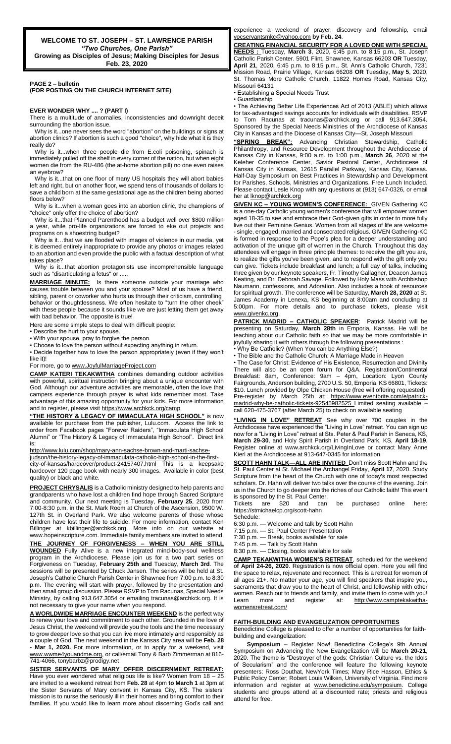**WELCOME TO ST. JOSEPH – ST. LAWRENCE PARISH**
***"Two Churches, One Parish"***
**Growing as Disciples of Jesus; Making Disciples for Jesus**
**Feb. 23, 2020**

**PAGE 2 – bulletin**
**(FOR POSTING ON THE CHURCH INTERNET SITE)**

**EVER WONDER WHY .... ? (PART I)**

There is a multitude of anomalies, inconsistencies and downright deceit surrounding the abortion issue.

Why is it...one never sees the word "abortion" on the buildings or signs at abortion clinics? If abortion is such a good "choice", why hide what it is they really do?

Why is it...when three people die from E.coli poisoning, spinach is immediately pulled off the shelf in every corner of the nation, but when eight women die from the RU-486 (the at-home abortion pill) no one even raises an eyebrow?

Why is it...that on one floor of many US hospitals they will abort babies left and right, but on another floor, we spend tens of thousands of dollars to save a child born at the same gestational age as the children being aborted floors below?

Why is it...when a woman goes into an abortion clinic, the champions of "choice" only offer the choice of abortion?

Why is it...that Planned Parenthood has a budget well over $800 million a year, while pro-life organizations are forced to eke out projects and programs on a shoestring budget?

Why is it…that we are flooded with images of violence in our media, yet it is deemed entirely inappropriate to provide any photos or images related to an abortion and even provide the public with a factual description of what takes place?

Why is it...that abortion protagonists use incomprehensible language such as "disarticulating a fetus" or .....

**MARRIAGE MINUTE:** Is there someone outside your marriage who causes trouble between you and your spouse? Most of us have a friend, sibling, parent or coworker who hurts us through their criticism, controlling behavior or thoughtlessness. We often hesitate to "turn the other cheek" with these people because it sounds like we are just letting them get away with bad behavior. The opposite is true!

Here are some simple steps to deal with difficult people:

- Describe the hurt to your spouse.
- With your spouse, pray to forgive the person.
- Choose to love the person without expecting anything in return.
- Decide together how to love the person appropriately (even if they won't like it)!

For more, go to www.JoyfulMarriageProject.com

**CAMP KATERI TEKAKWITHA** combines demanding outdoor activities with powerful, spiritual instruction bringing about a unique encounter with God. Although our adventure activities are memorable, often the love that campers experience through prayer is what kids remember most. Take advantage of this amazing opportunity for your kids. For more information and to register, please visit https://www.archkck.org/camp

**"THE HISTORY & LEGACY OF IMMACULATA HIGH SCHOOL"** is now available for purchase from the publisher, Lulu.com. Access the link to order from Facebook pages "Forever Raiders", "Immaculata High School Alumni" or "The History & Legacy of Immaculata High School". Direct link is:

http://www.lulu.com/shop/mary-ann-sachse-brown-and-marti-sachse-judson/the-history-legacy-of-immaculata-catholic-high-school-in-the-first-city-of-kansas/hardcover/product-24157407.html This is a keepsake hardcover 120 page book with nearly 300 images. Available in color (best quality) or black and white.

**PROJECT CHRYSALIS** is a Catholic ministry designed to help parents and grandparents who have lost a children find hope through Sacred Scripture and community. Our next meeting is Tuesday, **February 25**, 2020 from 7:00-8:30 p.m. in the St. Mark Room at Church of the Ascension, 9500 W. 127th St. in Overland Park. We also welcome parents of those whose children have lost their life to suicide. For more information, contact Ken Billinger at kbillinger@archkck.org. More info on our website at www.hopeinscripture.com. Immediate family members are invited to attend.

**THE JOURNEY OF FORGIVENESS – WHEN YOU ARE STILL WOUNDED** Fully Alive is a new integrated mind-body-soul wellness program in the Archdiocese. Please join us for a two part series on Forgiveness on Tuesday, **February 25th and** Tuesday, **March 3rd**. The sessions will be presented by Chuck Jansen. The series will be held at St. Joseph's Catholic Church Parish Center in Shawnee from 7:00 p.m. to 8:30 p.m. The evening will start with prayer, followed by the presentation and then small group discussion. Please RSVP to Tom Racunas, Special Needs Ministry, by calling 913.647.3054 or emailing tracunas@archkck.org. It is not necessary to give your name when you respond.

**A WORLDWIDE MARRIAGE ENCOUNTER WEEKEND** is the perfect way to renew your love and commitment to each other. Grounded in the love of Jesus Christ, the weekend will provide you the tools and the time necessary to grow deeper love so that you can live more intimately and responsibly as a couple of God. The next weekend in the Kansas City area will be **Feb. 28 - Mar 1, 2020.** For more information, or to apply for a weekend, visit www.wwme4youandme.org, or call/email Tony & Barb Zimmerman at 816-741-4066, tonybarbz@prodigy.net

**SISTER SERVANTS OF MARY OFFER DISCERNMENT RETREAT:** Have you ever wondered what religious life is like? Women from 18 – 25 are invited to a weekend retreat from **Feb. 28** at 4pm **to March 1** at 3pm at the Sister Servants of Mary convent in Kansas City, KS. The sisters' mission is to nurse the seriously ill in their homes and bring comfort to their families. If you would like to learn more about discerning God's call and experience a weekend of prayer, discovery and fellowship, email vocservantsmkc@yahoo.com **by Feb. 24**.

**CREATING FINANCIAL SECURITY FOR A LOVED ONE WITH SPECIAL NEEDS :** Tuesday, **March 3**, 2020, 6:45 p.m. to 8:15 p.m., St. Joseph Catholic Parish Center. 5901 Flint, Shawnee, Kansas 66203 **OR** Tuesday, **April 21**, 2020, 6:45 p.m. to 8:15 p.m., St. Ann's Catholic Church, 7231 Mission Road, Prairie Village, Kansas 66208 **OR** Tuesday, **May 5**, 2020, St. Thomas More Catholic Church, 11822 Homes Road, Kansas City, Missouri 64131

- Establishing a Special Needs Trust
- Guardianship
- The Achieving Better Life Experiences Act of 2013 (ABLE) which allows for tax-advantaged savings accounts for individuals with disabilities. RSVP to Tom Racunas at tracunas@archkck.org or call 913.647.3054. Sponsored by the Special Needs Ministries of the Archdiocese of Kansas City in Kansas and the Diocese of Kansas City—St. Joseph Missouri

**"SPRING BREAK":** Advancing Christian Stewardship, Catholic Philanthropy, and Resource Development throughout the Archdiocese of Kansas City in Kansas, 9:00 a.m. to 1:00 p.m., **March 26**, 2020 at the Keleher Conference Center, Savior Pastoral Center, Archdiocese of Kansas City in Kansas, 12615 Parallel Parkway, Kansas City, Kansas. Half-Day Symposium on Best Practices in Stewardship and Development for Parishes, Schools, Ministries and Organizations. Free Lunch Included. Please contact Lesle Knop with any questions at (913) 647-0326, or email her at lknop@archkck.org

**GIVEN KC – YOUNG WOMEN'S CONFERENCE:** GIVEN Gathering KC is a one-day Catholic young women's conference that will empower women aged 18-35 to see and embrace their God-given gifts in order to more fully live out their Feminine Genius. Women from all stages of life are welcome - single, engaged, married and consecrated religious. GIVEN Gathering-KC is formed in response to the Pope's plea for a deeper understanding and activation of the unique gift of women in the Church. Throughout this day attendees will engage in three principle themes: to receive the gift you are, to realize the gifts you've been given, and to respond with the gift only you can give. Tickets include breakfast and lunch; a full day of talks, including three given by our keynote speakers, Fr. Timothy Gallagher, Deacon James Keating, and Dr. Deborah Savage. Followed by Holy Mass with Archbishop Naumann, confessions, and Adoration. Also includes a book of resources for spiritual growth. The conference will be Saturday, **March 28, 2020** at St. James Academy in Lenexa, KS beginning at 8:00am and concluding at 5:00pm. For more details and to purchase tickets, please visit www.givenkc.org.

**PATRICK MADRID – CATHOLIC SPEAKER**: Patrick Madrid will be presenting on Saturday, **March 28th** in Emporia, Kansas. He will be teaching about our Catholic faith so that we may be more comfortable in joyfully sharing it with others through the following presentations :

- Why Be Catholic? (When You Can be Anything Else?)
- The Bible and the Catholic Church: A Marriage Made in Heaven
- The Case for Christ: Evidence of His Existence, Resurrection and Divinity

There will also be an open forum for Q&A. Registration/Continental Breakfast: 8am, Conference: 9am – 4pm, Location: Lyon County Fairgrounds, Anderson building, 2700 U.S. 50, Emporia, KS 66801, Tickets: $10. Lunch provided by Olpe Chicken House (free will offering requested) Pre-register by March 25th at: https://www.eventbrite.com/e/patrick-madrid-why-be-catholic-tickets-92545982525 Limited seating available – call 620-475-3767 (after March 25) to check on available seating

**"LIVING IN LOVE" RETREAT** See why over 700 couples in the Archdiocese have experienced the "Living in Love" retreat. You can sign up now for a "Living in Love" retreat at Sts. Peter & Paul Parish in Seneca, KS, **March 29-30**, and Holy Spirit Parish in Overland Park, KS, **April 18-19**. Register online at www.archkck.org/LivingInLove or contact Mary Anne Kierl at the Archdiocese at 913-647-0345 for information.

**SCOTT HAHN TALK—ALL ARE INVITED** Don't miss Scott Hahn and the St. Paul Center at St. Michael the Archangel Friday, **April 17**, 2020. Study Scripture from the heart of the Church with one of today's most respected scholars. Dr. Hahn will deliver two talks over the course of the evening. Join us in the Church to go deeper into the riches of our Catholic faith! This event is sponsored by the St. Paul Center.

Tickets are $20 and can be purchased online here: https://stmichaelcp.org/scott-hahn

Schedule:

6:30 p.m. — Welcome and talk by Scott Hahn
7:15 p.m. — St. Paul Center Presentation
7:30 p.m. — Break, books available for sale
7:45 p.m. — Talk by Scott Hahn
8:30 p.m. — Closing, books available for sale

**CAMP TEKAKWITHA WOMEN'S RETREAT**, scheduled for the weekend of **April 24-26, 2020**. Registration is now official open. Here you will find the space to relax, rejuvenate and reconnect. This is a retreat for women of all ages 21+. No matter your age, you will find speakers that inspire you, sacraments that draw you to the heart of Christ, and fellowship with other women. Reach out to friends and family, and invite them to come with you! Learn more and register at: http://www.camptekakwitha-womensretreat.com/

**FAITH-BUILDING AND EVANGELIZATION OPPORTUNITIES**

Benedictine College is pleased to offer a number of opportunities for faith-building and evangelization:

**Symposium** – Register Now! Benedictine College's 9th Annual Symposium on Advancing the New Evangelization will be **March 20-21**, 2020. The theme is "Destroyer of the gods: Christian Culture vs. the Idols of Secularism" and the conference will feature the following keynote presenters: Ross Douthat, NewYork Times; Mary Rice Hasson, Ethics & Public Policy Center; Robert Louis Wilken, University of Virginia. Find more information and register at www.benedictine.edu/symposium. College students and groups attend at a discounted rate; priests and religious attend for free.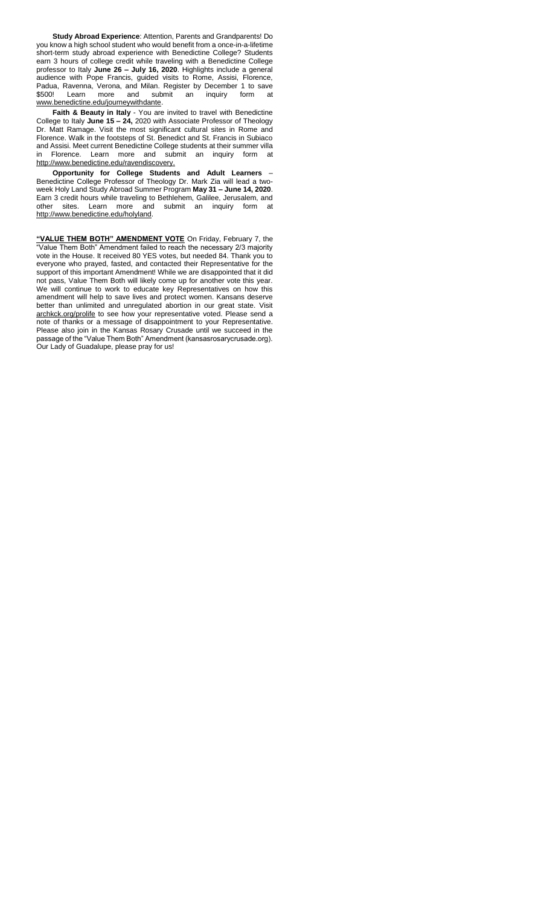**Study Abroad Experience**: Attention, Parents and Grandparents! Do you know a high school student who would benefit from a once-in-a-lifetime short-term study abroad experience with Benedictine College? Students earn 3 hours of college credit while traveling with a Benedictine College professor to Italy **June 26 – July 16, 2020**. Highlights include a general audience with Pope Francis, guided visits to Rome, Assisi, Florence, Padua, Ravenna, Verona, and Milan. Register by December 1 to save $500! Learn more and submit an inquiry form at www.benedictine.edu/journeywithdante.

**Faith & Beauty in Italy** - You are invited to travel with Benedictine College to Italy **June 15 – 24,** 2020 with Associate Professor of Theology Dr. Matt Ramage. Visit the most significant cultural sites in Rome and Florence. Walk in the footsteps of St. Benedict and St. Francis in Subiaco and Assisi. Meet current Benedictine College students at their summer villa in Florence. Learn more and submit an inquiry form at http://www.benedictine.edu/ravendiscovery.

**Opportunity for College Students and Adult Learners** – Benedictine College Professor of Theology Dr. Mark Zia will lead a two-week Holy Land Study Abroad Summer Program **May 31 – June 14, 2020**. Earn 3 credit hours while traveling to Bethlehem, Galilee, Jerusalem, and other sites. Learn more and submit an inquiry form at http://www.benedictine.edu/holyland.

**"VALUE THEM BOTH" AMENDMENT VOTE** On Friday, February 7, the "Value Them Both" Amendment failed to reach the necessary 2/3 majority vote in the House. It received 80 YES votes, but needed 84. Thank you to everyone who prayed, fasted, and contacted their Representative for the support of this important Amendment! While we are disappointed that it did not pass, Value Them Both will likely come up for another vote this year. We will continue to work to educate key Representatives on how this amendment will help to save lives and protect women. Kansans deserve better than unlimited and unregulated abortion in our great state. Visit archkck.org/prolife to see how your representative voted. Please send a note of thanks or a message of disappointment to your Representative. Please also join in the Kansas Rosary Crusade until we succeed in the passage of the "Value Them Both" Amendment (kansasrosarycrusade.org). Our Lady of Guadalupe, please pray for us!